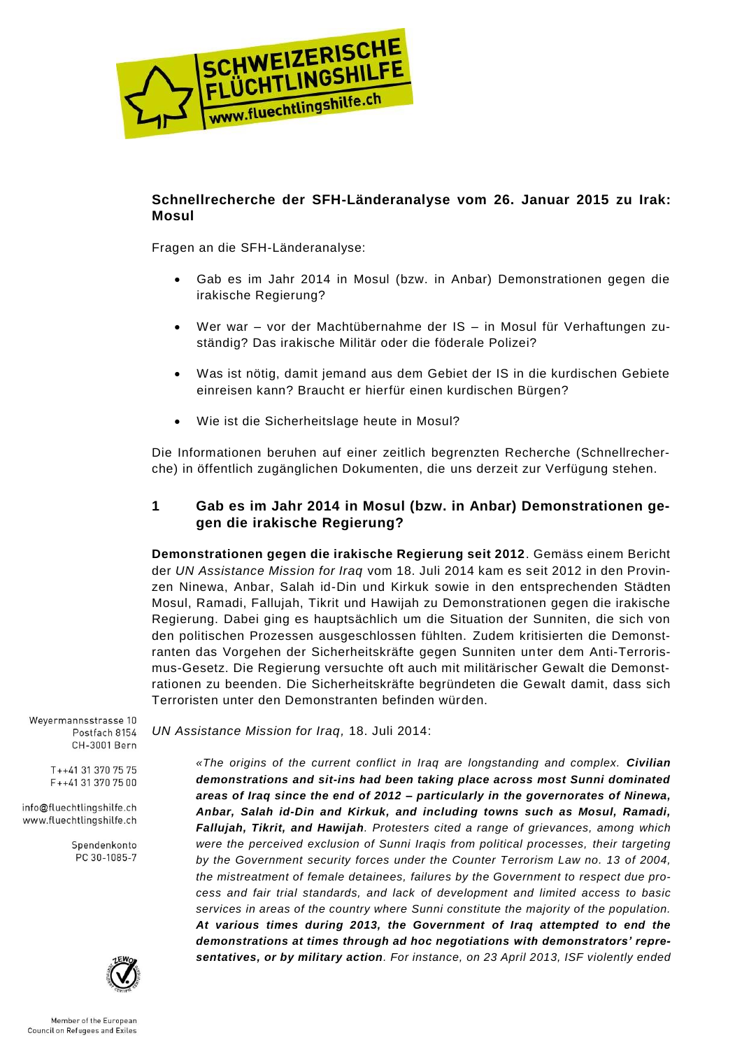**Schnellrecherche der SFH-Länderanalyse vom 26. Januar 2015 zu Irak: Mosul**

Fragen an die SFH-Länderanalyse:

- Gab es im Jahr 2014 in Mosul (bzw. in Anbar) Demonstrationen gegen die irakische Regierung?
- Wer war – vor der Machtübernahme der IS – in Mosul für Verhaftungen zuständig? Das irakische Militär oder die föderale Polizei?
- Was ist nötig, damit jemand aus dem Gebiet der IS in die kurdischen Gebiete einreisen kann? Braucht er hierfür einen kurdischen Bürgen?
- Wie ist die Sicherheitslage heute in Mosul?

Die Informationen beruhen auf einer zeitlich begrenzten Recherche (Schnellrecherche) in öffentlich zugänglichen Dokumenten, die uns derzeit zur Verfügung stehen.

## 1 Gab es im Jahr 2014 in Mosul (bzw. in Anbar) Demonstrationen gegen die irakische Regierung?

**Demonstrationen gegen die irakische Regierung seit 2012**. Gemäss einem Bericht der *UN Assistance Mission for Iraq* vom 18. Juli 2014 kam es seit 2012 in den Provinzen Ninewa, Anbar, Salah id-Din und Kirkuk sowie in den entsprechenden Städten Mosul, Ramadi, Fallujah, Tikrit und Hawijah zu Demonstrationen gegen die irakische Regierung. Dabei ging es hauptsächlich um die Situation der Sunniten, die sich von den politischen Prozessen ausgeschlossen fühlten. Zudem kritisierten die Demonstranten das Vorgehen der Sicherheitskräfte gegen Sunniten unter dem Anti-Terrorismus-Gesetz. Die Regierung versuchte oft auch mit militärischer Gewalt die Demonstrationen zu beenden. Die Sicherheitskräfte begründeten die Gewalt damit, dass sich Terroristen unter den Demonstranten befinden würden.

*UN Assistance Mission for Iraq*, 18. Juli 2014:

> *«The origins of the current conflict in Iraq are longstanding and complex.* ***Civilian demonstrations and sit-ins had been taking place across most Sunni dominated areas of Iraq since the end of 2012 – particularly in the governorates of Ninewa, Anbar, Salah id-Din and Kirkuk, and including towns such as Mosul, Ramadi, Fallujah, Tikrit, and Hawijah****. Protesters cited a range of grievances, among which were the perceived exclusion of Sunni Iraqis from political processes, their targeting by the Government security forces under the Counter Terrorism Law no. 13 of 2004, the mistreatment of female detainees, failures by the Government to respect due process and fair trial standards, and lack of development and limited access to basic services in areas of the country where Sunni constitute the majority of the population.* ***At various times during 2013, the Government of Iraq attempted to end the demonstrations at times through ad hoc negotiations with demonstrators' representatives, or by military action****. For instance, on 23 April 2013, ISF violently ended*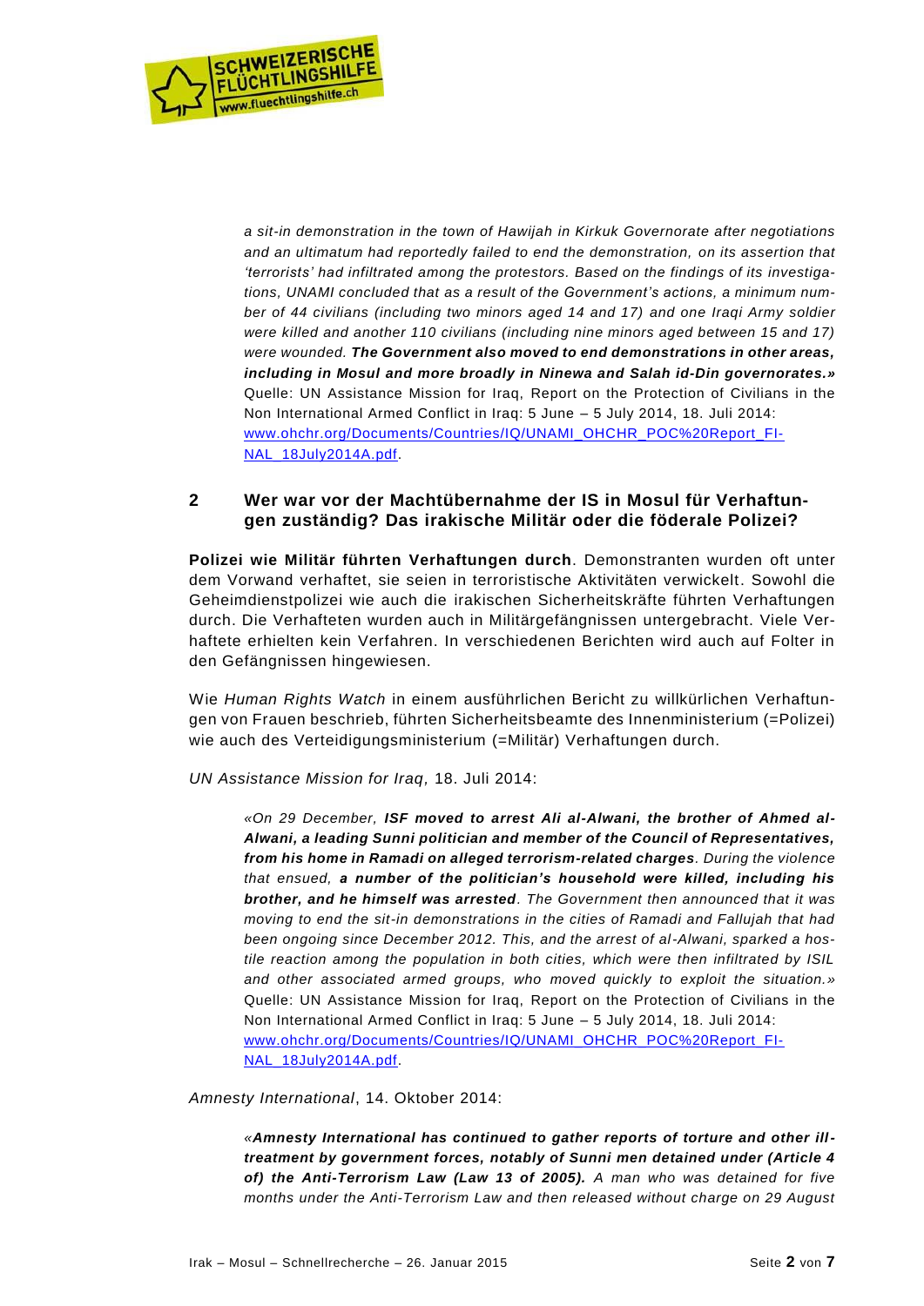> *a sit-in demonstration in the town of Hawijah in Kirkuk Governorate after negotiations and an ultimatum had reportedly failed to end the demonstration, on its assertion that 'terrorists' had infiltrated among the protestors. Based on the findings of its investigations, UNAMI concluded that as a result of the Government's actions, a minimum number of 44 civilians (including two minors aged 14 and 17) and one Iraqi Army soldier were killed and another 110 civilians (including nine minors aged between 15 and 17) were wounded.* ***The Government also moved to end demonstrations in other areas, including in Mosul and more broadly in Ninewa and Salah id-Din governorates.»***
> Quelle: UN Assistance Mission for Iraq, Report on the Protection of Civilians in the Non International Armed Conflict in Iraq: 5 June – 5 July 2014, 18. Juli 2014: [www.ohchr.org/Documents/Countries/IQ/UNAMI_OHCHR_POC%20Report_FINAL_18July2014A.pdf](www.ohchr.org/Documents/Countries/IQ/UNAMI_OHCHR_POC%20Report_FINAL_18July2014A.pdf).

## 2 Wer war vor der Machtübernahme der IS in Mosul für Verhaftungen zuständig? Das irakische Militär oder die föderale Polizei?

**Polizei wie Militär führten Verhaftungen durch**. Demonstranten wurden oft unter dem Vorwand verhaftet, sie seien in terroristische Aktivitäten verwickelt. Sowohl die Geheimdienstpolizei wie auch die irakischen Sicherheitskräfte führten Verhaftungen durch. Die Verhafteten wurden auch in Militärgefängnissen untergebracht. Viele Verhaftete erhielten kein Verfahren. In verschiedenen Berichten wird auch auf Folter in den Gefängnissen hingewiesen.

Wie *Human Rights Watch* in einem ausführlichen Bericht zu willkürlichen Verhaftungen von Frauen beschrieb, führten Sicherheitsbeamte des Innenministerium (=Polizei) wie auch des Verteidigungsministerium (=Militär) Verhaftungen durch.

*UN Assistance Mission for Iraq*, 18. Juli 2014:

> *«On 29 December,* ***ISF moved to arrest Ali al-Alwani, the brother of Ahmed al-Alwani, a leading Sunni politician and member of the Council of Representatives, from his home in Ramadi on alleged terrorism-related charges****. During the violence that ensued,* ***a number of the politician's household were killed, including his brother, and he himself was arrested****. The Government then announced that it was moving to end the sit-in demonstrations in the cities of Ramadi and Fallujah that had been ongoing since December 2012. This, and the arrest of al-Alwani, sparked a hostile reaction among the population in both cities, which were then infiltrated by ISIL and other associated armed groups, who moved quickly to exploit the situation.»*
> Quelle: UN Assistance Mission for Iraq, Report on the Protection of Civilians in the Non International Armed Conflict in Iraq: 5 June – 5 July 2014, 18. Juli 2014: [www.ohchr.org/Documents/Countries/IQ/UNAMI_OHCHR_POC%20Report_FINAL_18July2014A.pdf](www.ohchr.org/Documents/Countries/IQ/UNAMI_OHCHR_POC%20Report_FINAL_18July2014A.pdf).

*Amnesty International*, 14. Oktober 2014:

> *«****Amnesty International has continued to gather reports of torture and other ill-treatment by government forces, notably of Sunni men detained under (Article 4 of) the Anti-Terrorism Law (Law 13 of 2005).*** *A man who was detained for five months under the Anti-Terrorism Law and then released without charge on 29 August*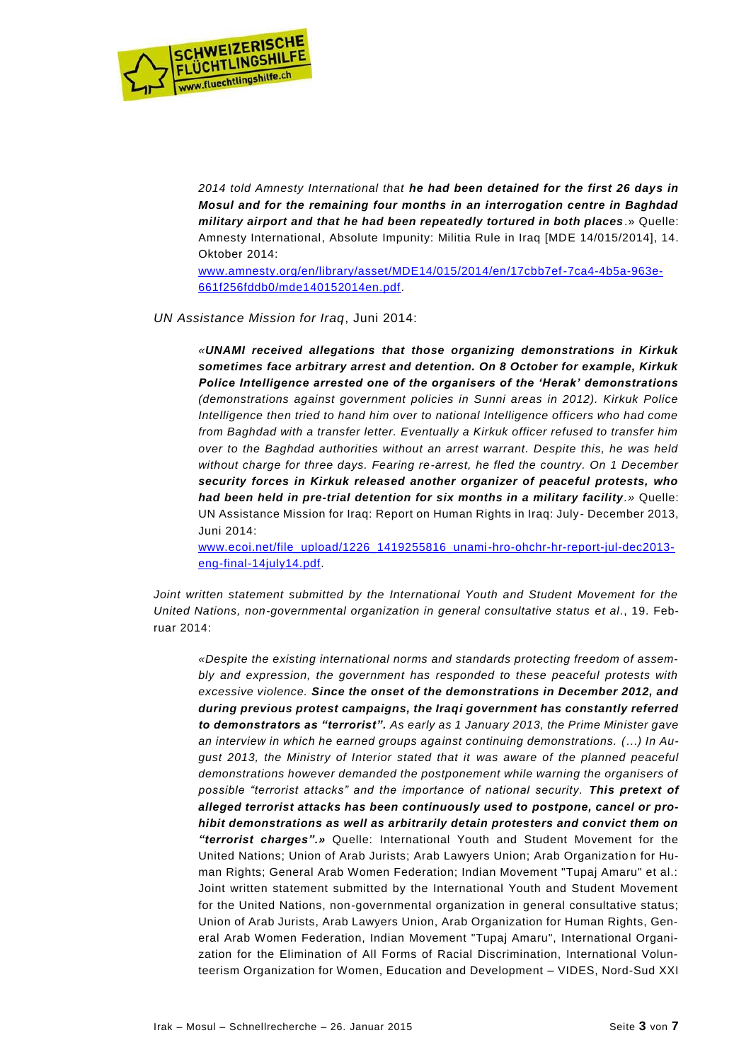*2014 told Amnesty International that **he had been detained for the first 26 days in Mosul and for the remaining four months in an interrogation centre in Baghdad military airport and that he had been repeatedly tortured in both places**.*» Quelle: Amnesty International, Absolute Impunity: Militia Rule in Iraq [MDE 14/015/2014], 14. Oktober 2014: [www.amnesty.org/en/library/asset/MDE14/015/2014/en/17cbb7ef-7ca4-4b5a-963e-661f256fddb0/mde140152014en.pdf](www.amnesty.org/en/library/asset/MDE14/015/2014/en/17cbb7ef-7ca4-4b5a-963e-661f256fddb0/mde140152014en.pdf).

*UN Assistance Mission for Iraq*, Juni 2014:

> *«**UNAMI received allegations that those organizing demonstrations in Kirkuk sometimes face arbitrary arrest and detention. On 8 October for example, Kirkuk Police Intelligence arrested one of the organisers of the 'Herak' demonstrations** (demonstrations against government policies in Sunni areas in 2012). Kirkuk Police Intelligence then tried to hand him over to national Intelligence officers who had come from Baghdad with a transfer letter. Eventually a Kirkuk officer refused to transfer him over to the Baghdad authorities without an arrest warrant. Despite this, he was held without charge for three days. Fearing re-arrest, he fled the country. On 1 December **security forces in Kirkuk released another organizer of peaceful protests, who had been held in pre-trial detention for six months in a military facility**.»* Quelle: UN Assistance Mission for Iraq: Report on Human Rights in Iraq: July- December 2013, Juni 2014: [www.ecoi.net/file_upload/1226_1419255816_unami-hro-ohchr-hr-report-jul-dec2013-eng-final-14july14.pdf](www.ecoi.net/file_upload/1226_1419255816_unami-hro-ohchr-hr-report-jul-dec2013-eng-final-14july14.pdf).

*Joint written statement submitted by the International Youth and Student Movement for the United Nations, non-governmental organization in general consultative status et al.*, 19. Februar 2014:

> *«Despite the existing international norms and standards protecting freedom of assembly and expression, the government has responded to these peaceful protests with excessive violence. **Since the onset of the demonstrations in December 2012, and during previous protest campaigns, the Iraqi government has constantly referred to demonstrators as "terrorist".** As early as 1 January 2013, the Prime Minister gave an interview in which he earned groups against continuing demonstrations. (…) In August 2013, the Ministry of Interior stated that it was aware of the planned peaceful demonstrations however demanded the postponement while warning the organisers of possible "terrorist attacks" and the importance of national security. **This pretext of alleged terrorist attacks has been continuously used to postpone, cancel or prohibit demonstrations as well as arbitrarily detain protesters and convict them on "terrorist charges".»*** Quelle: International Youth and Student Movement for the United Nations; Union of Arab Jurists; Arab Lawyers Union; Arab Organization for Human Rights; General Arab Women Federation; Indian Movement "Tupaj Amaru" et al.: Joint written statement submitted by the International Youth and Student Movement for the United Nations, non-governmental organization in general consultative status; Union of Arab Jurists, Arab Lawyers Union, Arab Organization for Human Rights, General Arab Women Federation, Indian Movement "Tupaj Amaru", International Organization for the Elimination of All Forms of Racial Discrimination, International Volunteerism Organization for Women, Education and Development – VIDES, Nord-Sud XXI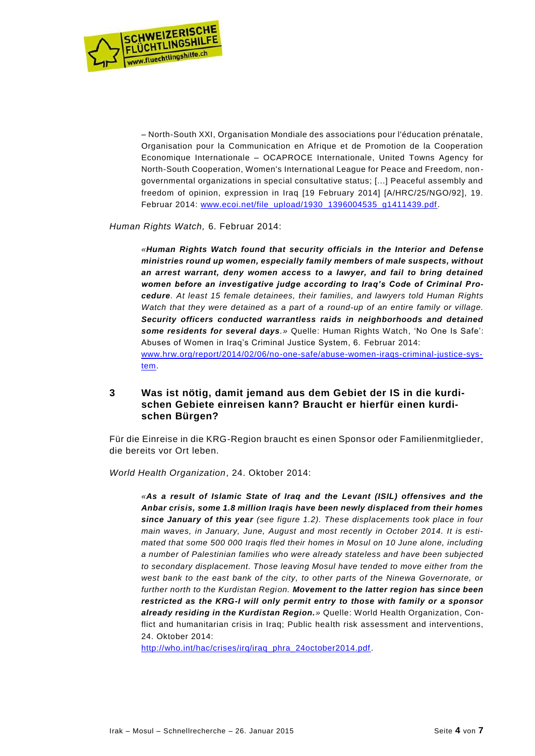> – North-South XXI, Organisation Mondiale des associations pour l'éducation prénatale, Organisation pour la Communication en Afrique et de Promotion de la Cooperation Economique Internationale – OCAPROCE Internationale, United Towns Agency for North-South Cooperation, Women's International League for Peace and Freedom, non-governmental organizations in special consultative status; [...] Peaceful assembly and freedom of opinion, expression in Iraq [19 February 2014] [A/HRC/25/NGO/92], 19. Februar 2014: www.ecoi.net/file_upload/1930_1396004535_g1411439.pdf.

*Human Rights Watch,* 6. Februar 2014:

> *«**Human Rights Watch found that security officials in the Interior and Defense ministries round up women, especially family members of male suspects, without an arrest warrant, deny women access to a lawyer, and fail to bring detained women before an investigative judge according to Iraq's Code of Criminal Procedure**. At least 15 female detainees, their families, and lawyers told Human Rights Watch that they were detained as a part of a round-up of an entire family or village. **Security officers conducted warrantless raids in neighborhoods and detained some residents for several days**.»* Quelle: Human Rights Watch, 'No One Is Safe': Abuses of Women in Iraq's Criminal Justice System, 6. Februar 2014: www.hrw.org/report/2014/02/06/no-one-safe/abuse-women-iraqs-criminal-justice-system.

## 3 Was ist nötig, damit jemand aus dem Gebiet der IS in die kurdischen Gebiete einreisen kann? Braucht er hierfür einen kurdischen Bürgen?

Für die Einreise in die KRG-Region braucht es einen Sponsor oder Familienmitglieder, die bereits vor Ort leben.

*World Health Organization*, 24. Oktober 2014:

> *«**As a result of Islamic State of Iraq and the Levant (ISIL) offensives and the Anbar crisis, some 1.8 million Iraqis have been newly displaced from their homes since January of this year** (see figure 1.2). These displacements took place in four main waves, in January, June, August and most recently in October 2014. It is estimated that some 500 000 Iraqis fled their homes in Mosul on 10 June alone, including a number of Palestinian families who were already stateless and have been subjected to secondary displacement. Those leaving Mosul have tended to move either from the west bank to the east bank of the city, to other parts of the Ninewa Governorate, or further north to the Kurdistan Region. **Movement to the latter region has since been restricted as the KRG-I will only permit entry to those with family or a sponsor already residing in the Kurdistan Region.**»* Quelle: World Health Organization, Conflict and humanitarian crisis in Iraq; Public health risk assessment and interventions, 24. Oktober 2014: http://who.int/hac/crises/irq/iraq_phra_24october2014.pdf.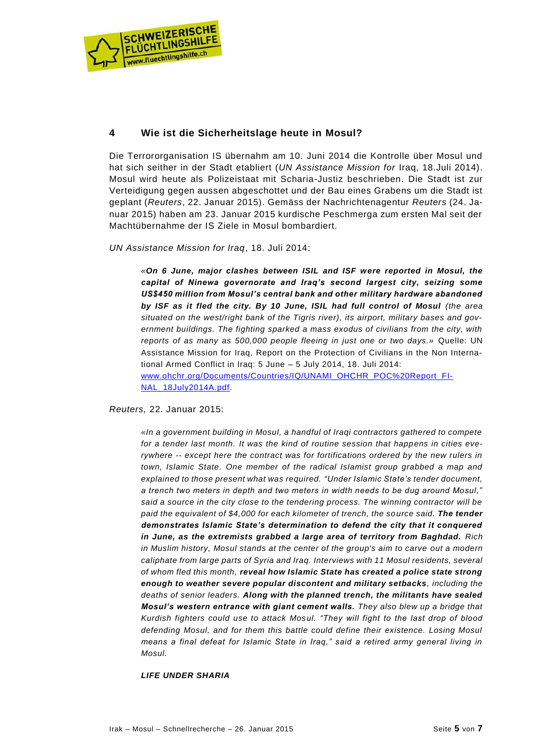## 4 Wie ist die Sicherheitslage heute in Mosul?

Die Terrororganisation IS übernahm am 10. Juni 2014 die Kontrolle über Mosul und hat sich seither in der Stadt etabliert (*UN Assistance Mission for* Iraq, 18.Juli 2014). Mosul wird heute als Polizeistaat mit Scharia-Justiz beschrieben. Die Stadt ist zur Verteidigung gegen aussen abgeschottet und der Bau eines Grabens um die Stadt ist geplant (*Reuters*, 22. Januar 2015). Gemäss der Nachrichtenagentur *Reuters* (24. Januar 2015) haben am 23. Januar 2015 kurdische Peschmerga zum ersten Mal seit der Machtübernahme der IS Ziele in Mosul bombardiert.

*UN Assistance Mission for Iraq*, 18. Juli 2014:

> *«**On 6 June, major clashes between ISIL and ISF were reported in Mosul, the capital of Ninewa governorate and Iraq's second largest city, seizing some US$450 million from Mosul's central bank and other military hardware abandoned by ISF as it fled the city. By 10 June, ISIL had full control of Mosul** (the area situated on the west/right bank of the Tigris river), its airport, military bases and government buildings. The fighting sparked a mass exodus of civilians from the city, with reports of as many as 500,000 people fleeing in just one or two days.»* Quelle: UN Assistance Mission for Iraq, Report on the Protection of Civilians in the Non International Armed Conflict in Iraq: 5 June – 5 July 2014, 18. Juli 2014: [www.ohchr.org/Documents/Countries/IQ/UNAMI_OHCHR_POC%20Report_FINAL_18July2014A.pdf](www.ohchr.org/Documents/Countries/IQ/UNAMI_OHCHR_POC%20Report_FINAL_18July2014A.pdf).

*Reuters,* 22. Januar 2015:

> *«In a government building in Mosul, a handful of Iraqi contractors gathered to compete for a tender last month. It was the kind of routine session that happens in cities everywhere -- except here the contract was for fortifications ordered by the new rulers in town, Islamic State. One member of the radical Islamist group grabbed a map and explained to those present what was required. "Under Islamic State's tender document, a trench two meters in depth and two meters in width needs to be dug around Mosul," said a source in the city close to the tendering process. The winning contractor will be paid the equivalent of $4,000 for each kilometer of trench, the source said. **The tender demonstrates Islamic State's determination to defend the city that it conquered in June, as the extremists grabbed a large area of territory from Baghdad.** Rich in Muslim history, Mosul stands at the center of the group's aim to carve out a modern caliphate from large parts of Syria and Iraq. Interviews with 11 Mosul residents, several of whom fled this month, **reveal how Islamic State has created a police state strong enough to weather severe popular discontent and military setbacks**, including the deaths of senior leaders. **Along with the planned trench, the militants have sealed Mosul's western entrance with giant cement walls.** They also blew up a bridge that Kurdish fighters could use to attack Mosul. "They will fight to the last drop of blood defending Mosul, and for them this battle could define their existence. Losing Mosul means a final defeat for Islamic State in Iraq," said a retired army general living in Mosul.*
>
> ***LIFE UNDER SHARIA***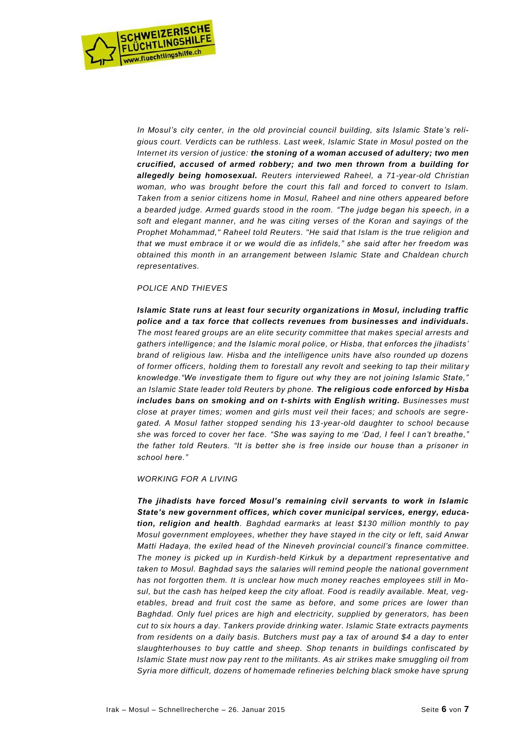*In Mosul's city center, in the old provincial council building, sits Islamic State's religious court. Verdicts can be ruthless. Last week, Islamic State in Mosul posted on the Internet its version of justice:* ***the stoning of a woman accused of adultery; two men crucified, accused of armed robbery; and two men thrown from a building for allegedly being homosexual.*** *Reuters interviewed Raheel, a 71-year-old Christian woman, who was brought before the court this fall and forced to convert to Islam. Taken from a senior citizens home in Mosul, Raheel and nine others appeared before a bearded judge. Armed guards stood in the room. "The judge began his speech, in a soft and elegant manner, and he was citing verses of the Koran and sayings of the Prophet Mohammad," Raheel told Reuters. "He said that Islam is the true religion and that we must embrace it or we would die as infidels," she said after her freedom was obtained this month in an arrangement between Islamic State and Chaldean church representatives.*

*POLICE AND THIEVES*

***Islamic State runs at least four security organizations in Mosul, including traffic police and a tax force that collects revenues from businesses and individuals.*** *The most feared groups are an elite security committee that makes special arrests and gathers intelligence; and the Islamic moral police, or Hisba, that enforces the jihadists' brand of religious law. Hisba and the intelligence units have also rounded up dozens of former officers, holding them to forestall any revolt and seeking to tap their military knowledge."We investigate them to figure out why they are not joining Islamic State," an Islamic State leader told Reuters by phone.* ***The religious code enforced by Hisba includes bans on smoking and on t-shirts with English writing.*** *Businesses must close at prayer times; women and girls must veil their faces; and schools are segregated. A Mosul father stopped sending his 13-year-old daughter to school because she was forced to cover her face. "She was saying to me 'Dad, I feel I can't breathe," the father told Reuters. "It is better she is free inside our house than a prisoner in school here."*

*WORKING FOR A LIVING*

***The jihadists have forced Mosul's remaining civil servants to work in Islamic State's new government offices, which cover municipal services, energy, education, religion and health****. Baghdad earmarks at least $130 million monthly to pay Mosul government employees, whether they have stayed in the city or left, said Anwar Matti Hadaya, the exiled head of the Nineveh provincial council's finance committee. The money is picked up in Kurdish-held Kirkuk by a department representative and taken to Mosul. Baghdad says the salaries will remind people the national government has not forgotten them. It is unclear how much money reaches employees still in Mosul, but the cash has helped keep the city afloat. Food is readily available. Meat, vegetables, bread and fruit cost the same as before, and some prices are lower than Baghdad. Only fuel prices are high and electricity, supplied by generators, has been cut to six hours a day. Tankers provide drinking water. Islamic State extracts payments from residents on a daily basis. Butchers must pay a tax of around $4 a day to enter slaughterhouses to buy cattle and sheep. Shop tenants in buildings confiscated by Islamic State must now pay rent to the militants. As air strikes make smuggling oil from Syria more difficult, dozens of homemade refineries belching black smoke have sprung*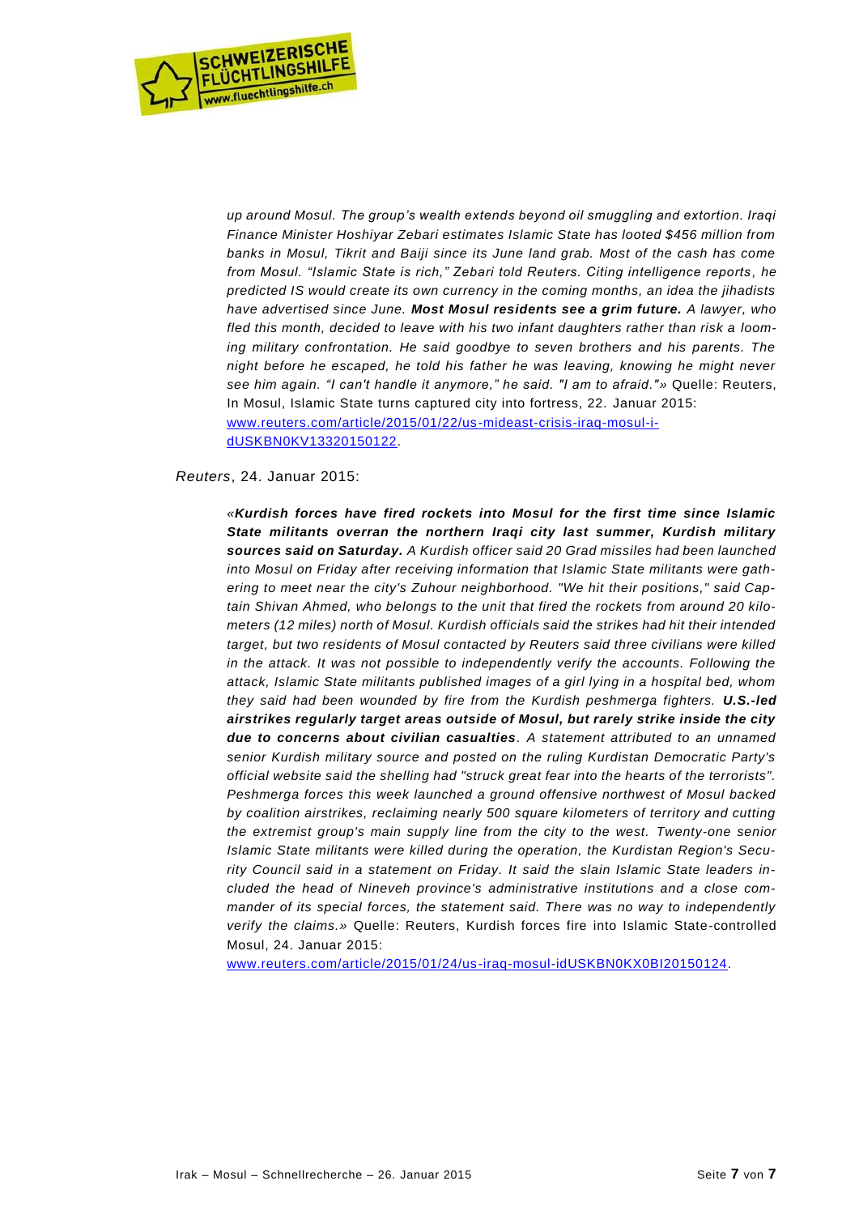*up around Mosul. The group's wealth extends beyond oil smuggling and extortion. Iraqi Finance Minister Hoshiyar Zebari estimates Islamic State has looted $456 million from banks in Mosul, Tikrit and Baiji since its June land grab. Most of the cash has come from Mosul. "Islamic State is rich," Zebari told Reuters. Citing intelligence reports, he predicted IS would create its own currency in the coming months, an idea the jihadists have advertised since June.* ***Most Mosul residents see a grim future.*** *A lawyer, who fled this month, decided to leave with his two infant daughters rather than risk a looming military confrontation. He said goodbye to seven brothers and his parents. The night before he escaped, he told his father he was leaving, knowing he might never see him again. "I can't handle it anymore," he said. "I am to afraid."»* Quelle: Reuters, In Mosul, Islamic State turns captured city into fortress, 22. Januar 2015: [www.reuters.com/article/2015/01/22/us-mideast-crisis-iraq-mosul-i-dUSKBN0KV13320150122](www.reuters.com/article/2015/01/22/us-mideast-crisis-iraq-mosul-i-dUSKBN0KV13320150122).

*Reuters*, 24. Januar 2015:

> *«**Kurdish forces have fired rockets into Mosul for the first time since Islamic State militants overran the northern Iraqi city last summer, Kurdish military sources said on Saturday.** A Kurdish officer said 20 Grad missiles had been launched into Mosul on Friday after receiving information that Islamic State militants were gathering to meet near the city's Zuhour neighborhood. "We hit their positions," said Captain Shivan Ahmed, who belongs to the unit that fired the rockets from around 20 kilometers (12 miles) north of Mosul. Kurdish officials said the strikes had hit their intended target, but two residents of Mosul contacted by Reuters said three civilians were killed in the attack. It was not possible to independently verify the accounts. Following the attack, Islamic State militants published images of a girl lying in a hospital bed, whom they said had been wounded by fire from the Kurdish peshmerga fighters. **U.S.-led airstrikes regularly target areas outside of Mosul, but rarely strike inside the city due to concerns about civilian casualties**. A statement attributed to an unnamed senior Kurdish military source and posted on the ruling Kurdistan Democratic Party's official website said the shelling had "struck great fear into the hearts of the terrorists". Peshmerga forces this week launched a ground offensive northwest of Mosul backed by coalition airstrikes, reclaiming nearly 500 square kilometers of territory and cutting the extremist group's main supply line from the city to the west. Twenty-one senior Islamic State militants were killed during the operation, the Kurdistan Region's Security Council said in a statement on Friday. It said the slain Islamic State leaders included the head of Nineveh province's administrative institutions and a close commander of its special forces, the statement said. There was no way to independently verify the claims.»* Quelle: Reuters, Kurdish forces fire into Islamic State-controlled Mosul, 24. Januar 2015: [www.reuters.com/article/2015/01/24/us-iraq-mosul-idUSKBN0KX0BI20150124](www.reuters.com/article/2015/01/24/us-iraq-mosul-idUSKBN0KX0BI20150124).